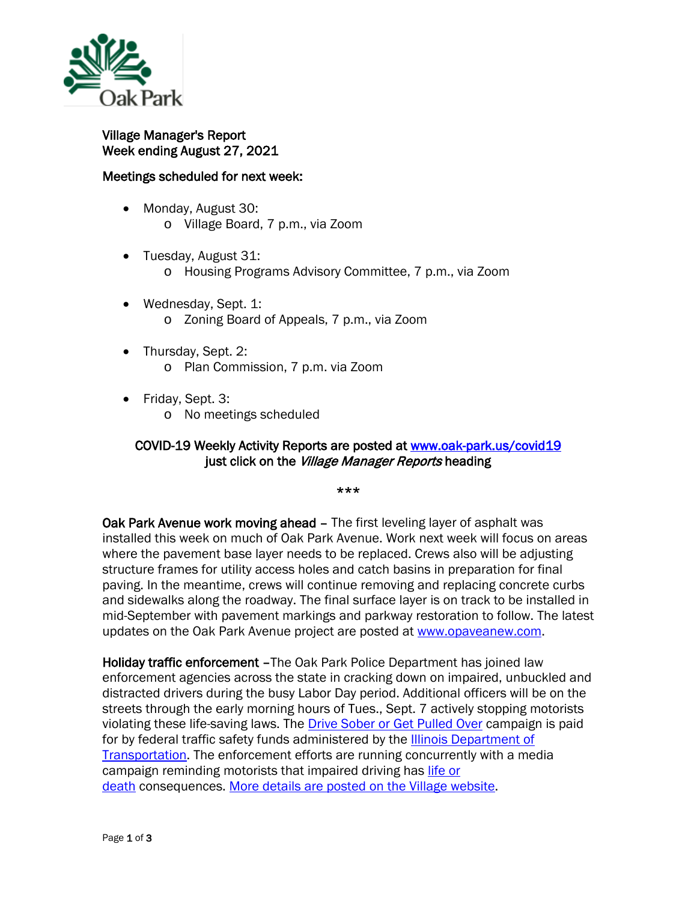# Village Manager's Report
## Week ending August 27, 2021

### Meetings scheduled for next week:

- Monday, August 30:
  - Village Board, 7 p.m., via Zoom
- Tuesday, August 31:
  - Housing Programs Advisory Committee, 7 p.m., via Zoom
- Wednesday, Sept. 1:
  - Zoning Board of Appeals, 7 p.m., via Zoom
- Thursday, Sept. 2:
  - Plan Commission, 7 p.m. via Zoom
- Friday, Sept. 3:
  - No meetings scheduled

**COVID-19 Weekly Activity Reports are posted at [www.oak-park.us/covid19](www.oak-park.us/covid19) just click on the *Village Manager Reports* heading**

***

**Oak Park Avenue work moving ahead** – The first leveling layer of asphalt was installed this week on much of Oak Park Avenue. Work next week will focus on areas where the pavement base layer needs to be replaced. Crews also will be adjusting structure frames for utility access holes and catch basins in preparation for final paving. In the meantime, crews will continue removing and replacing concrete curbs and sidewalks along the roadway. The final surface layer is on track to be installed in mid-September with pavement markings and parkway restoration to follow. The latest updates on the Oak Park Avenue project are posted at [www.opaveanew.com](www.opaveanew.com).

**Holiday traffic enforcement** –The Oak Park Police Department has joined law enforcement agencies across the state in cracking down on impaired, unbuckled and distracted drivers during the busy Labor Day period. Additional officers will be on the streets through the early morning hours of Tues., Sept. 7 actively stopping motorists violating these life-saving laws. The Drive Sober or Get Pulled Over campaign is paid for by federal traffic safety funds administered by the Illinois Department of Transportation. The enforcement efforts are running concurrently with a media campaign reminding motorists that impaired driving has life or death consequences. More details are posted on the Village website.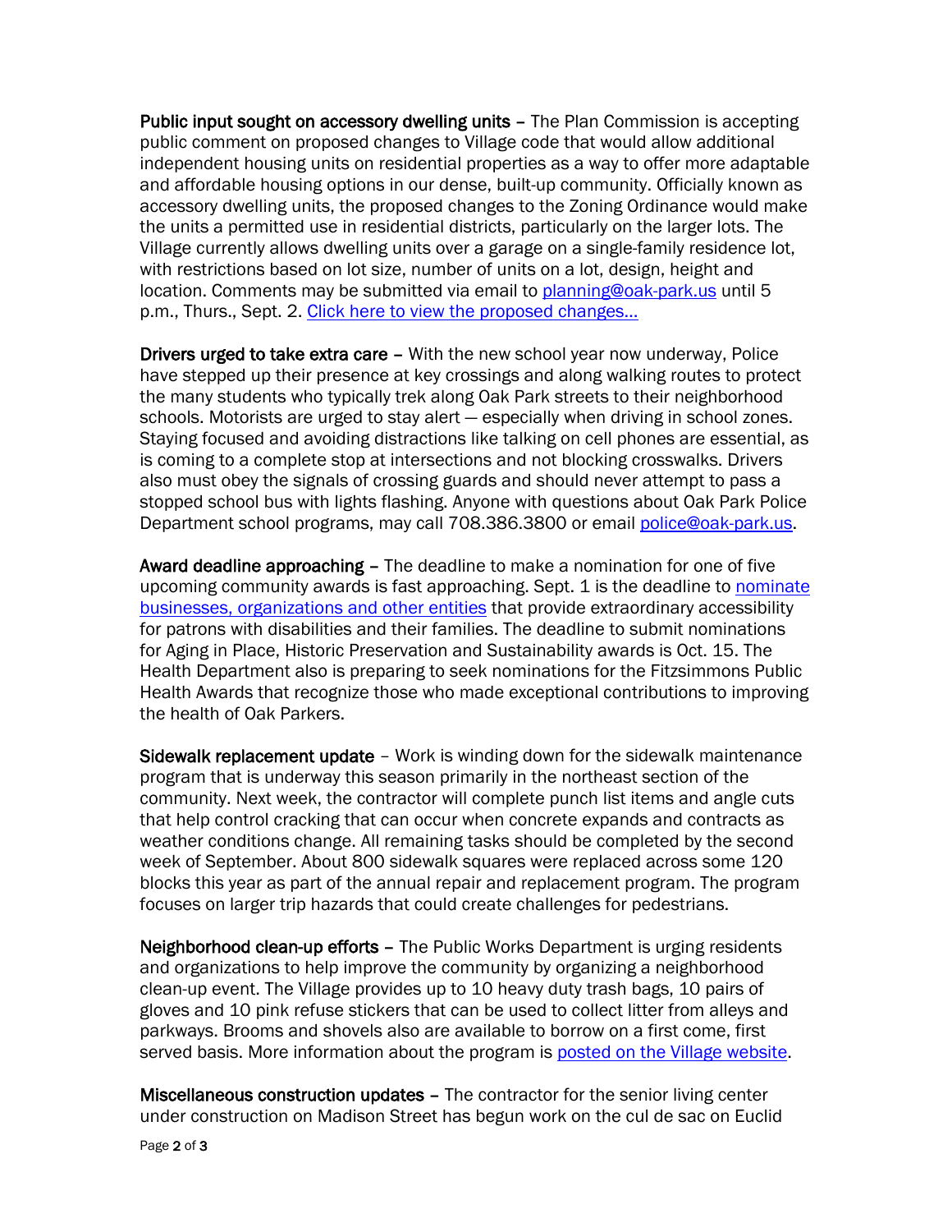**Public input sought on accessory dwelling units** – The Plan Commission is accepting public comment on proposed changes to Village code that would allow additional independent housing units on residential properties as a way to offer more adaptable and affordable housing options in our dense, built-up community. Officially known as accessory dwelling units, the proposed changes to the Zoning Ordinance would make the units a permitted use in residential districts, particularly on the larger lots. The Village currently allows dwelling units over a garage on a single-family residence lot, with restrictions based on lot size, number of units on a lot, design, height and location. Comments may be submitted via email to [planning@oak-park.us](mailto:planning@oak-park.us) until 5 p.m., Thurs., Sept. 2. [Click here to view the proposed changes…]()

**Drivers urged to take extra care** – With the new school year now underway, Police have stepped up their presence at key crossings and along walking routes to protect the many students who typically trek along Oak Park streets to their neighborhood schools. Motorists are urged to stay alert — especially when driving in school zones. Staying focused and avoiding distractions like talking on cell phones are essential, as is coming to a complete stop at intersections and not blocking crosswalks. Drivers also must obey the signals of crossing guards and should never attempt to pass a stopped school bus with lights flashing. Anyone with questions about Oak Park Police Department school programs, may call 708.386.3800 or email [police@oak-park.us](mailto:police@oak-park.us).

**Award deadline approaching** – The deadline to make a nomination for one of five upcoming community awards is fast approaching. Sept. 1 is the deadline to [nominate businesses, organizations and other entities]() that provide extraordinary accessibility for patrons with disabilities and their families. The deadline to submit nominations for Aging in Place, Historic Preservation and Sustainability awards is Oct. 15. The Health Department also is preparing to seek nominations for the Fitzsimmons Public Health Awards that recognize those who made exceptional contributions to improving the health of Oak Parkers.

**Sidewalk replacement update** – Work is winding down for the sidewalk maintenance program that is underway this season primarily in the northeast section of the community. Next week, the contractor will complete punch list items and angle cuts that help control cracking that can occur when concrete expands and contracts as weather conditions change. All remaining tasks should be completed by the second week of September. About 800 sidewalk squares were replaced across some 120 blocks this year as part of the annual repair and replacement program. The program focuses on larger trip hazards that could create challenges for pedestrians.

**Neighborhood clean-up efforts** – The Public Works Department is urging residents and organizations to help improve the community by organizing a neighborhood clean-up event. The Village provides up to 10 heavy duty trash bags, 10 pairs of gloves and 10 pink refuse stickers that can be used to collect litter from alleys and parkways. Brooms and shovels also are available to borrow on a first come, first served basis. More information about the program is [posted on the Village website]().

**Miscellaneous construction updates** – The contractor for the senior living center under construction on Madison Street has begun work on the cul de sac on Euclid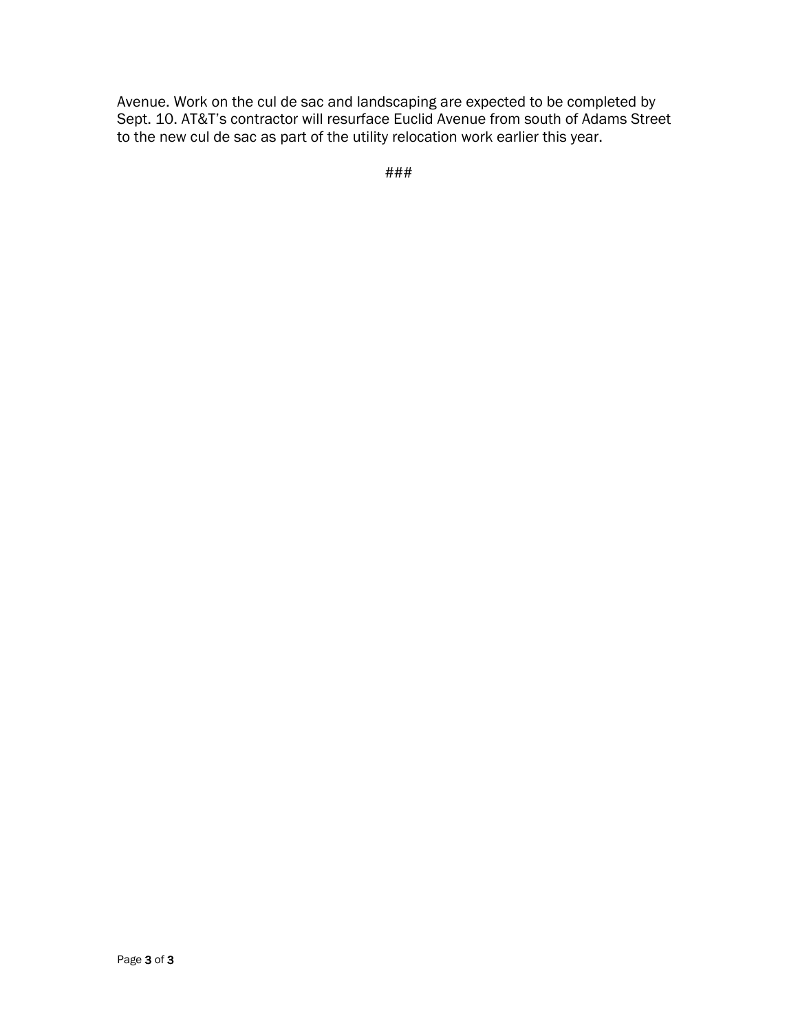Avenue. Work on the cul de sac and landscaping are expected to be completed by Sept. 10. AT&T's contractor will resurface Euclid Avenue from south of Adams Street to the new cul de sac as part of the utility relocation work earlier this year.

###